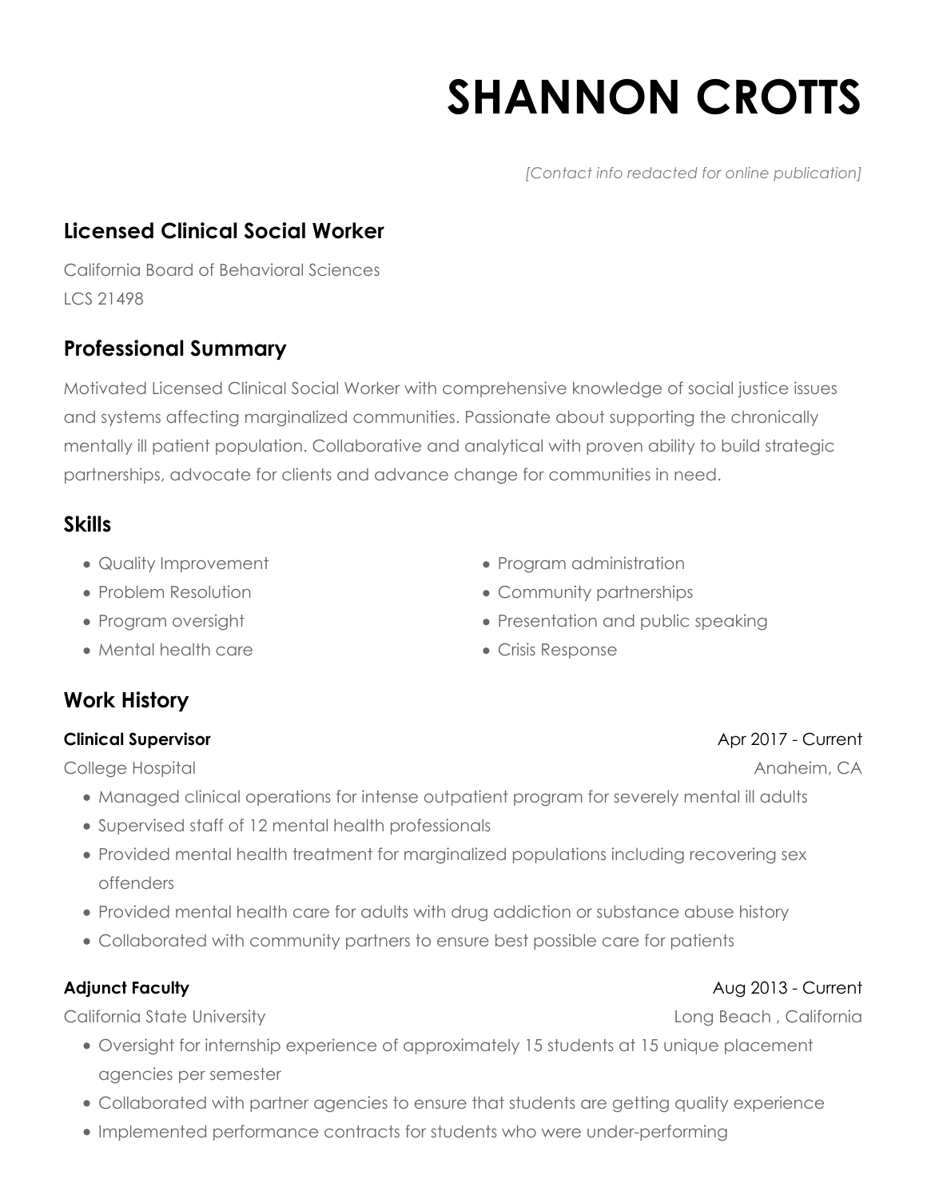# SHANNON CROTTS

*[Contact info redacted for online publication]*

## Licensed Clinical Social Worker

California Board of Behavioral Sciences
LCS 21498

## Professional Summary

Motivated Licensed Clinical Social Worker with comprehensive knowledge of social justice issues and systems affecting marginalized communities. Passionate about supporting the chronically mentally ill patient population. Collaborative and analytical with proven ability to build strategic partnerships, advocate for clients and advance change for communities in need.

## Skills

- Quality Improvement
- Problem Resolution
- Program oversight
- Mental health care
- Program administration
- Community partnerships
- Presentation and public speaking
- Crisis Response

## Work History

**Clinical Supervisor** — Apr 2017 - Current
College Hospital — Anaheim, CA

- Managed clinical operations for intense outpatient program for severely mental ill adults
- Supervised staff of 12 mental health professionals
- Provided mental health treatment for marginalized populations including recovering sex offenders
- Provided mental health care for adults with drug addiction or substance abuse history
- Collaborated with community partners to ensure best possible care for patients

**Adjunct Faculty** — Aug 2013 - Current
California State University — Long Beach , California

- Oversight for internship experience of approximately 15 students at 15 unique placement agencies per semester
- Collaborated with partner agencies to ensure that students are getting quality experience
- Implemented performance contracts for students who were under-performing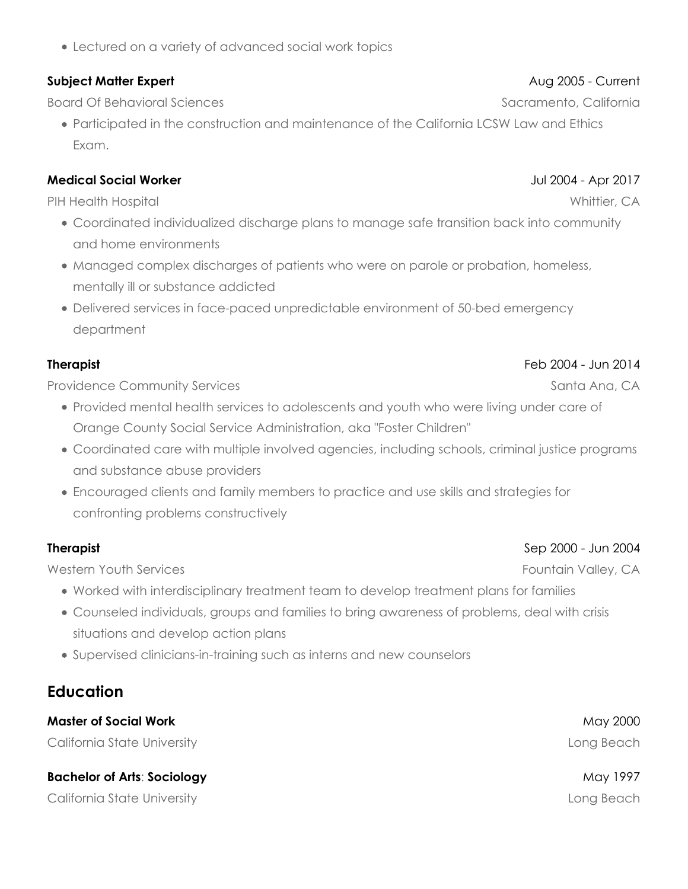- Lectured on a variety of advanced social work topics

**Subject Matter Expert** Aug 2005 - Current
Board Of Behavioral Sciences Sacramento, California

- Participated in the construction and maintenance of the California LCSW Law and Ethics Exam.

**Medical Social Worker** Jul 2004 - Apr 2017
PIH Health Hospital Whittier, CA

- Coordinated individualized discharge plans to manage safe transition back into community and home environments
- Managed complex discharges of patients who were on parole or probation, homeless, mentally ill or substance addicted
- Delivered services in face-paced unpredictable environment of 50-bed emergency department

**Therapist** Feb 2004 - Jun 2014
Providence Community Services Santa Ana, CA

- Provided mental health services to adolescents and youth who were living under care of Orange County Social Service Administration, aka "Foster Children"
- Coordinated care with multiple involved agencies, including schools, criminal justice programs and substance abuse providers
- Encouraged clients and family members to practice and use skills and strategies for confronting problems constructively

**Therapist** Sep 2000 - Jun 2004
Western Youth Services Fountain Valley, CA

- Worked with interdisciplinary treatment team to develop treatment plans for families
- Counseled individuals, groups and families to bring awareness of problems, deal with crisis situations and develop action plans
- Supervised clinicians-in-training such as interns and new counselors

## Education

**Master of Social Work** May 2000
California State University Long Beach

**Bachelor of Arts**: **Sociology** May 1997
California State University Long Beach